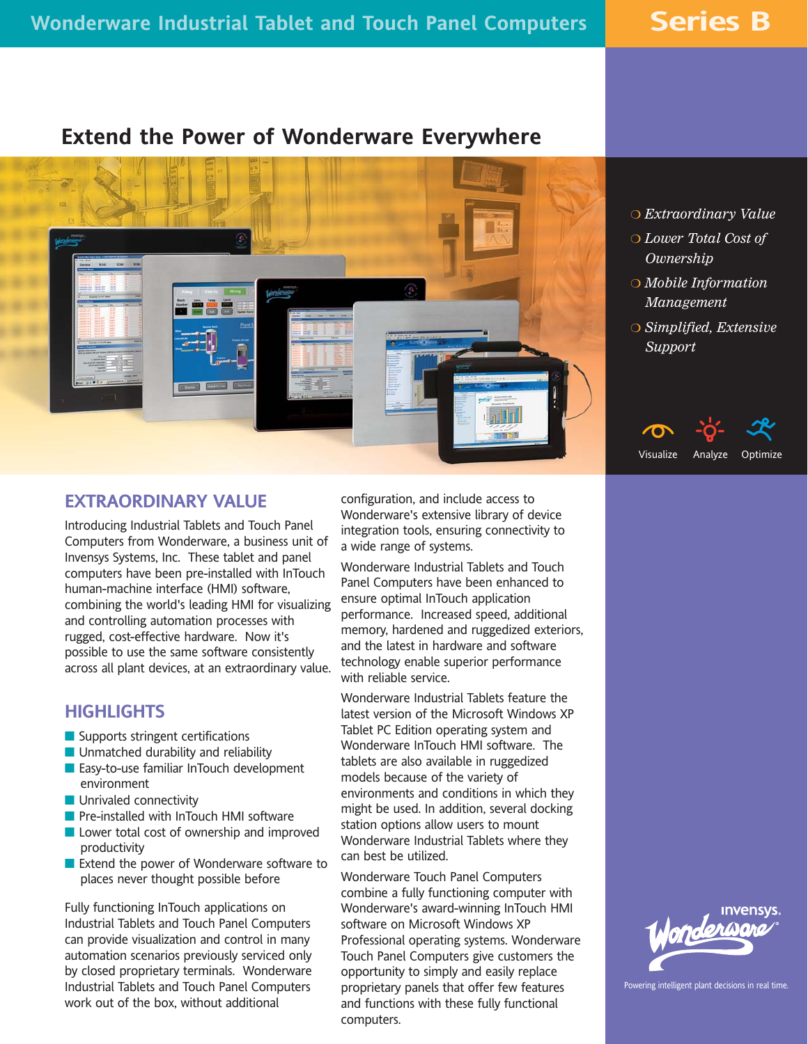# Wonderware Industrial Tablet and Touch Panel Computers

**Series B**

## Extend the Power of Wonderware Everywhere

- *Extraordinary Value*
- *Lower Total Cost of Ownership*
- *Mobile Information Management*
- *Simplified, Extensive Support*

Visualize Analyze Optimize

## EXTRAORDINARY VALUE

Introducing Industrial Tablets and Touch Panel Computers from Wonderware, a business unit of Invensys Systems, Inc. These tablet and panel computers have been pre-installed with InTouch human-machine interface (HMI) software, combining the world's leading HMI for visualizing and controlling automation processes with rugged, cost-effective hardware. Now it's possible to use the same software consistently across all plant devices, at an extraordinary value.

## HIGHLIGHTS

- Supports stringent certifications
- Unmatched durability and reliability
- Easy-to-use familiar InTouch development environment
- Unrivaled connectivity
- Pre-installed with InTouch HMI software
- Lower total cost of ownership and improved productivity
- Extend the power of Wonderware software to places never thought possible before

Fully functioning InTouch applications on Industrial Tablets and Touch Panel Computers can provide visualization and control in many automation scenarios previously serviced only by closed proprietary terminals. Wonderware Industrial Tablets and Touch Panel Computers work out of the box, without additional configuration, and include access to Wonderware's extensive library of device integration tools, ensuring connectivity to a wide range of systems.

Wonderware Industrial Tablets and Touch Panel Computers have been enhanced to ensure optimal InTouch application performance. Increased speed, additional memory, hardened and ruggedized exteriors, and the latest in hardware and software technology enable superior performance with reliable service.

Wonderware Industrial Tablets feature the latest version of the Microsoft Windows XP Tablet PC Edition operating system and Wonderware InTouch HMI software. The tablets are also available in ruggedized models because of the variety of environments and conditions in which they might be used. In addition, several docking station options allow users to mount Wonderware Industrial Tablets where they can best be utilized.

Wonderware Touch Panel Computers combine a fully functioning computer with Wonderware's award-winning InTouch HMI software on Microsoft Windows XP Professional operating systems. Wonderware Touch Panel Computers give customers the opportunity to simply and easily replace proprietary panels that offer few features and functions with these fully functional computers.

Invensys. Wonderware®

Powering intelligent plant decisions in real time.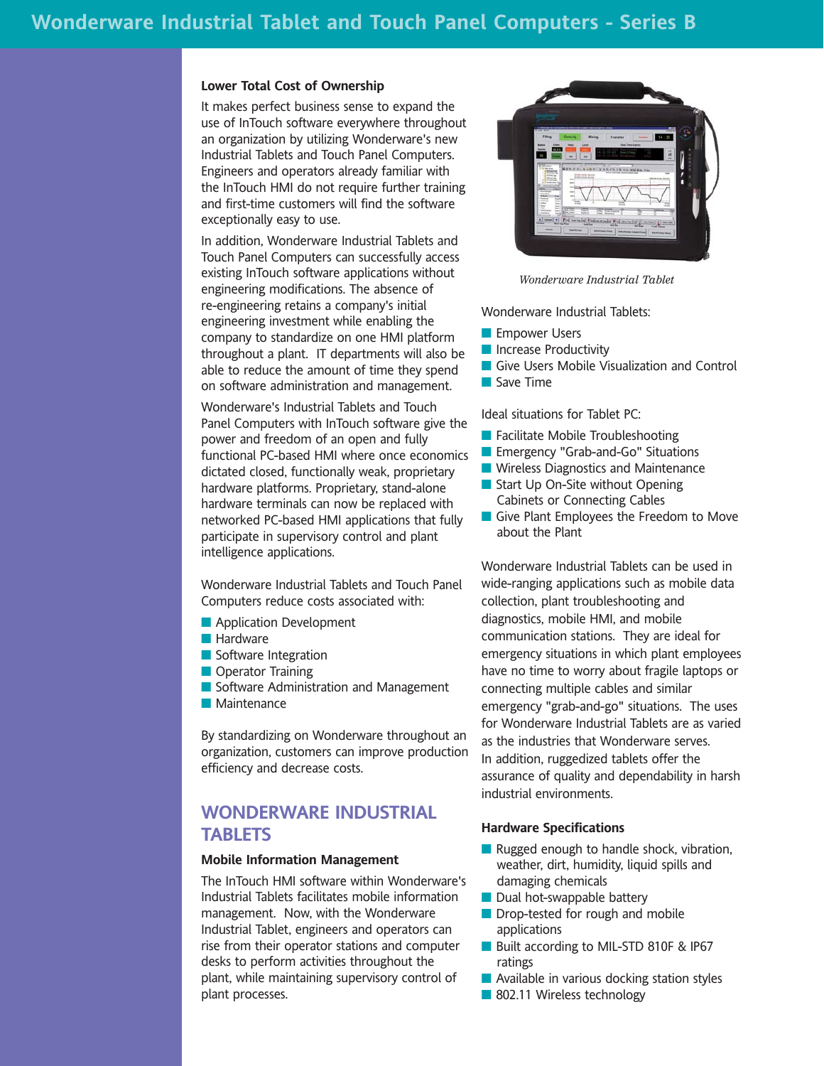### Lower Total Cost of Ownership

It makes perfect business sense to expand the use of InTouch software everywhere throughout an organization by utilizing Wonderware's new Industrial Tablets and Touch Panel Computers. Engineers and operators already familiar with the InTouch HMI do not require further training and first-time customers will find the software exceptionally easy to use.

In addition, Wonderware Industrial Tablets and Touch Panel Computers can successfully access existing InTouch software applications without engineering modifications. The absence of re-engineering retains a company's initial engineering investment while enabling the company to standardize on one HMI platform throughout a plant. IT departments will also be able to reduce the amount of time they spend on software administration and management.

Wonderware's Industrial Tablets and Touch Panel Computers with InTouch software give the power and freedom of an open and fully functional PC-based HMI where once economics dictated closed, functionally weak, proprietary hardware platforms. Proprietary, stand-alone hardware terminals can now be replaced with networked PC-based HMI applications that fully participate in supervisory control and plant intelligence applications.

Wonderware Industrial Tablets and Touch Panel Computers reduce costs associated with:

- Application Development
- Hardware
- Software Integration
- Operator Training
- Software Administration and Management
- Maintenance

By standardizing on Wonderware throughout an organization, customers can improve production efficiency and decrease costs.

## WONDERWARE INDUSTRIAL TABLETS

### Mobile Information Management

The InTouch HMI software within Wonderware's Industrial Tablets facilitates mobile information management. Now, with the Wonderware Industrial Tablet, engineers and operators can rise from their operator stations and computer desks to perform activities throughout the plant, while maintaining supervisory control of plant processes.

*Wonderware Industrial Tablet*

Wonderware Industrial Tablets:

- Empower Users
- Increase Productivity
- Give Users Mobile Visualization and Control
- Save Time

Ideal situations for Tablet PC:

- Facilitate Mobile Troubleshooting
- Emergency "Grab-and-Go" Situations
- Wireless Diagnostics and Maintenance
- Start Up On-Site without Opening Cabinets or Connecting Cables
- Give Plant Employees the Freedom to Move about the Plant

Wonderware Industrial Tablets can be used in wide-ranging applications such as mobile data collection, plant troubleshooting and diagnostics, mobile HMI, and mobile communication stations. They are ideal for emergency situations in which plant employees have no time to worry about fragile laptops or connecting multiple cables and similar emergency "grab-and-go" situations. The uses for Wonderware Industrial Tablets are as varied as the industries that Wonderware serves. In addition, ruggedized tablets offer the assurance of quality and dependability in harsh industrial environments.

### Hardware Specifications

- Rugged enough to handle shock, vibration, weather, dirt, humidity, liquid spills and damaging chemicals
- Dual hot-swappable battery
- Drop-tested for rough and mobile applications
- Built according to MIL-STD 810F & IP67 ratings
- Available in various docking station styles
- 802.11 Wireless technology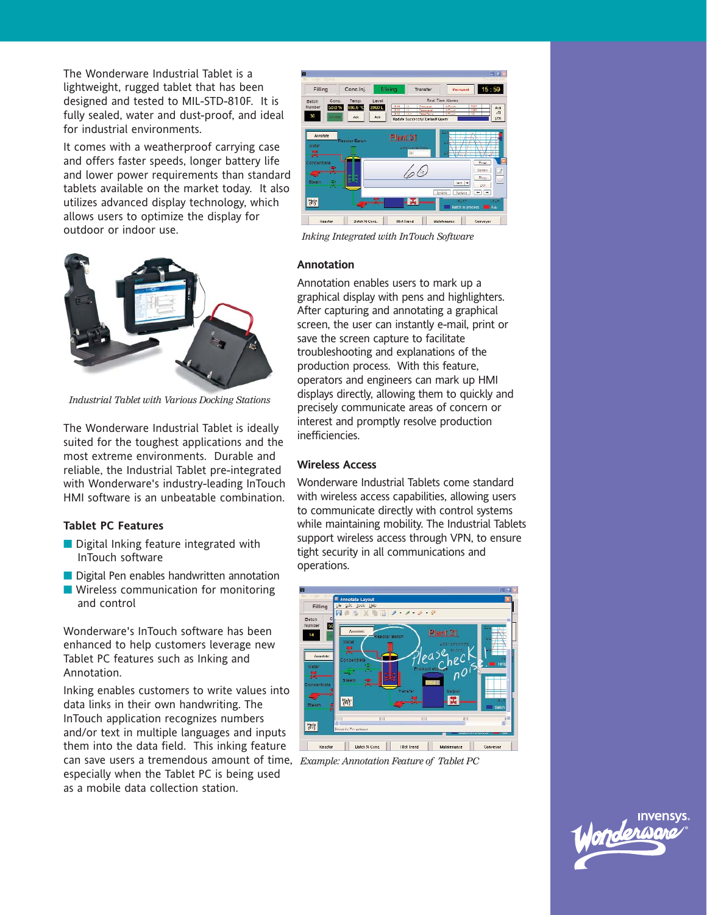The Wonderware Industrial Tablet is a lightweight, rugged tablet that has been designed and tested to MIL-STD-810F. It is fully sealed, water and dust-proof, and ideal for industrial environments.

It comes with a weatherproof carrying case and offers faster speeds, longer battery life and lower power requirements than standard tablets available on the market today. It also utilizes advanced display technology, which allows users to optimize the display for outdoor or indoor use.

*Industrial Tablet with Various Docking Stations*

The Wonderware Industrial Tablet is ideally suited for the toughest applications and the most extreme environments. Durable and reliable, the Industrial Tablet pre-integrated with Wonderware's industry-leading InTouch HMI software is an unbeatable combination.

### Tablet PC Features

- Digital Inking feature integrated with InTouch software
- Digital Pen enables handwritten annotation
- Wireless communication for monitoring and control

Wonderware's InTouch software has been enhanced to help customers leverage new Tablet PC features such as Inking and Annotation.

Inking enables customers to write values into data links in their own handwriting. The InTouch application recognizes numbers and/or text in multiple languages and inputs them into the data field. This inking feature can save users a tremendous amount of time, especially when the Tablet PC is being used as a mobile data collection station.

*Inking Integrated with InTouch Software*

### Annotation

Annotation enables users to mark up a graphical display with pens and highlighters. After capturing and annotating a graphical screen, the user can instantly e-mail, print or save the screen capture to facilitate troubleshooting and explanations of the production process. With this feature, operators and engineers can mark up HMI displays directly, allowing them to quickly and precisely communicate areas of concern or interest and promptly resolve production inefficiencies.

### Wireless Access

Wonderware Industrial Tablets come standard with wireless access capabilities, allowing users to communicate directly with control systems while maintaining mobility. The Industrial Tablets support wireless access through VPN, to ensure tight security in all communications and operations.

*Example: Annotation Feature of Tablet PC*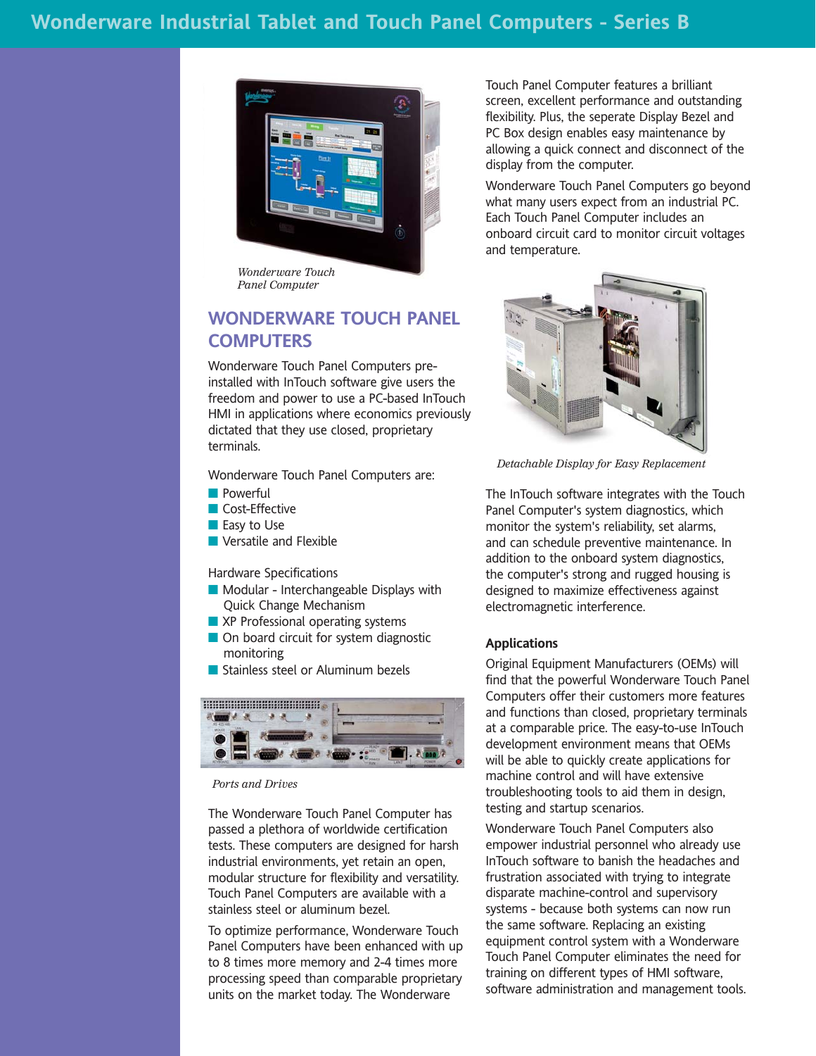*Wonderware Touch Panel Computer*

## WONDERWARE TOUCH PANEL COMPUTERS

Wonderware Touch Panel Computers pre-installed with InTouch software give users the freedom and power to use a PC-based InTouch HMI in applications where economics previously dictated that they use closed, proprietary terminals.

Wonderware Touch Panel Computers are:

- Powerful
- Cost-Effective
- Easy to Use
- Versatile and Flexible

Hardware Specifications

- Modular - Interchangeable Displays with Quick Change Mechanism
- XP Professional operating systems
- On board circuit for system diagnostic monitoring
- Stainless steel or Aluminum bezels

*Ports and Drives*

The Wonderware Touch Panel Computer has passed a plethora of worldwide certification tests. These computers are designed for harsh industrial environments, yet retain an open, modular structure for flexibility and versatility. Touch Panel Computers are available with a stainless steel or aluminum bezel.

To optimize performance, Wonderware Touch Panel Computers have been enhanced with up to 8 times more memory and 2-4 times more processing speed than comparable proprietary units on the market today. The Wonderware Touch Panel Computer features a brilliant screen, excellent performance and outstanding flexibility. Plus, the seperate Display Bezel and PC Box design enables easy maintenance by allowing a quick connect and disconnect of the display from the computer.

Wonderware Touch Panel Computers go beyond what many users expect from an industrial PC. Each Touch Panel Computer includes an onboard circuit card to monitor circuit voltages and temperature.

*Detachable Display for Easy Replacement*

The InTouch software integrates with the Touch Panel Computer's system diagnostics, which monitor the system's reliability, set alarms, and can schedule preventive maintenance. In addition to the onboard system diagnostics, the computer's strong and rugged housing is designed to maximize effectiveness against electromagnetic interference.

### Applications

Original Equipment Manufacturers (OEMs) will find that the powerful Wonderware Touch Panel Computers offer their customers more features and functions than closed, proprietary terminals at a comparable price. The easy-to-use InTouch development environment means that OEMs will be able to quickly create applications for machine control and will have extensive troubleshooting tools to aid them in design, testing and startup scenarios.

Wonderware Touch Panel Computers also empower industrial personnel who already use InTouch software to banish the headaches and frustration associated with trying to integrate disparate machine-control and supervisory systems - because both systems can now run the same software. Replacing an existing equipment control system with a Wonderware Touch Panel Computer eliminates the need for training on different types of HMI software, software administration and management tools.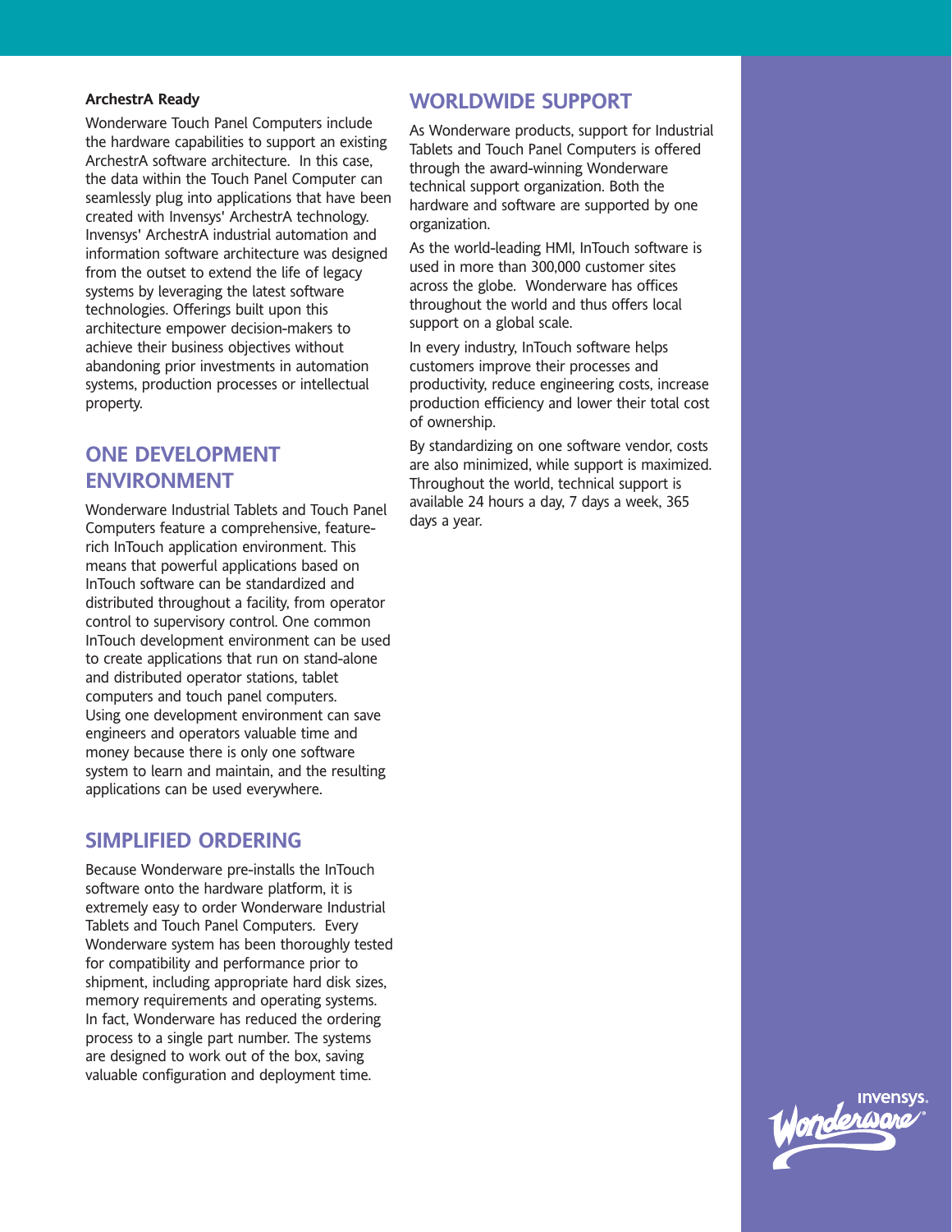**ArchestrA Ready**

Wonderware Touch Panel Computers include the hardware capabilities to support an existing ArchestrA software architecture. In this case, the data within the Touch Panel Computer can seamlessly plug into applications that have been created with Invensys' ArchestrA technology. Invensys' ArchestrA industrial automation and information software architecture was designed from the outset to extend the life of legacy systems by leveraging the latest software technologies. Offerings built upon this architecture empower decision-makers to achieve their business objectives without abandoning prior investments in automation systems, production processes or intellectual property.

## ONE DEVELOPMENT ENVIRONMENT

Wonderware Industrial Tablets and Touch Panel Computers feature a comprehensive, feature-rich InTouch application environment. This means that powerful applications based on InTouch software can be standardized and distributed throughout a facility, from operator control to supervisory control. One common InTouch development environment can be used to create applications that run on stand-alone and distributed operator stations, tablet computers and touch panel computers. Using one development environment can save engineers and operators valuable time and money because there is only one software system to learn and maintain, and the resulting applications can be used everywhere.

## SIMPLIFIED ORDERING

Because Wonderware pre-installs the InTouch software onto the hardware platform, it is extremely easy to order Wonderware Industrial Tablets and Touch Panel Computers. Every Wonderware system has been thoroughly tested for compatibility and performance prior to shipment, including appropriate hard disk sizes, memory requirements and operating systems. In fact, Wonderware has reduced the ordering process to a single part number. The systems are designed to work out of the box, saving valuable configuration and deployment time.

## WORLDWIDE SUPPORT

As Wonderware products, support for Industrial Tablets and Touch Panel Computers is offered through the award-winning Wonderware technical support organization. Both the hardware and software are supported by one organization.

As the world-leading HMI, InTouch software is used in more than 300,000 customer sites across the globe. Wonderware has offices throughout the world and thus offers local support on a global scale.

In every industry, InTouch software helps customers improve their processes and productivity, reduce engineering costs, increase production efficiency and lower their total cost of ownership.

By standardizing on one software vendor, costs are also minimized, while support is maximized. Throughout the world, technical support is available 24 hours a day, 7 days a week, 365 days a year.

Invensys. Wonderware®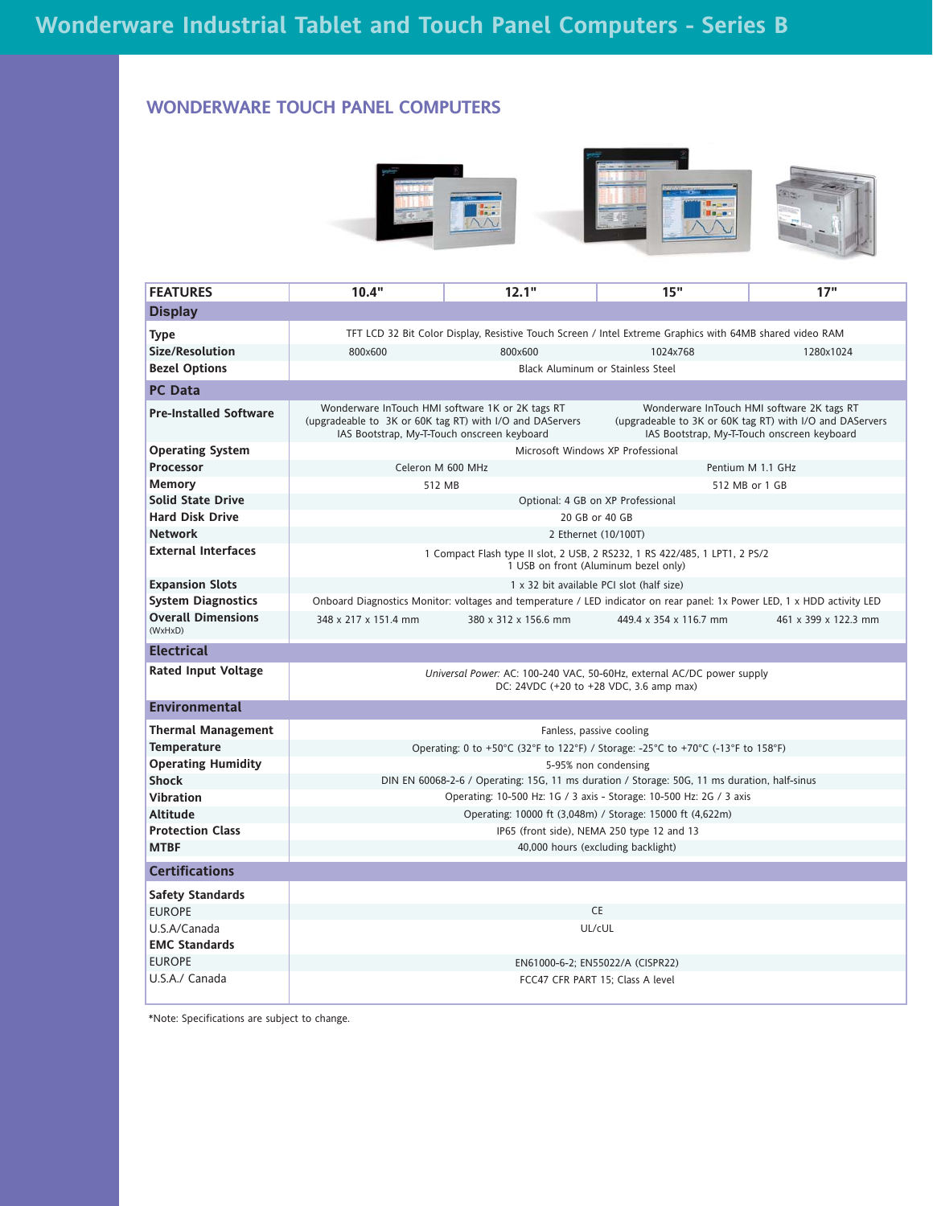## WONDERWARE TOUCH PANEL COMPUTERS

| FEATURES | 10.4" | 12.1" | 15" | 17" |
|---|---|---|---|---|
| **Display** | | | | |
| **Type** | TFT LCD 32 Bit Color Display, Resistive Touch Screen / Intel Extreme Graphics with 64MB shared video RAM | | | |
| **Size/Resolution** | 800x600 | 800x600 | 1024x768 | 1280x1024 |
| **Bezel Options** | Black Aluminum or Stainless Steel | | | |
| **PC Data** | | | | |
| **Pre-Installed Software** | Wonderware InTouch HMI software 1K or 2K tags RT (upgradeable to 3K or 60K tag RT) with I/O and DAServers IAS Bootstrap, My-T-Touch onscreen keyboard | | Wonderware InTouch HMI software 2K tags RT (upgradeable to 3K or 60K tag RT) with I/O and DAServers IAS Bootstrap, My-T-Touch onscreen keyboard | |
| **Operating System** | Microsoft Windows XP Professional | | | |
| **Processor** | Celeron M 600 MHz | | Pentium M 1.1 GHz | |
| **Memory** | 512 MB | | 512 MB or 1 GB | |
| **Solid State Drive** | Optional: 4 GB on XP Professional | | | |
| **Hard Disk Drive** | 20 GB or 40 GB | | | |
| **Network** | 2 Ethernet (10/100T) | | | |
| **External Interfaces** | 1 Compact Flash type II slot, 2 USB, 2 RS232, 1 RS 422/485, 1 LPT1, 2 PS/2<br>1 USB on front (Aluminum bezel only) | | | |
| **Expansion Slots** | 1 x 32 bit available PCI slot (half size) | | | |
| **System Diagnostics** | Onboard Diagnostics Monitor: voltages and temperature / LED indicator on rear panel: 1x Power LED, 1 x HDD activity LED | | | |
| **Overall Dimensions** (WxHxD) | 348 x 217 x 151.4 mm | 380 x 312 x 156.6 mm | 449.4 x 354 x 116.7 mm | 461 x 399 x 122.3 mm |
| **Electrical** | | | | |
| **Rated Input Voltage** | *Universal Power:* AC: 100-240 VAC, 50-60Hz, external AC/DC power supply<br>DC: 24VDC (+20 to +28 VDC, 3.6 amp max) | | | |
| **Environmental** | | | | |
| **Thermal Management** | Fanless, passive cooling | | | |
| **Temperature** | Operating: 0 to +50°C (32°F to 122°F) / Storage: -25°C to +70°C (-13°F to 158°F) | | | |
| **Operating Humidity** | 5-95% non condensing | | | |
| **Shock** | DIN EN 60068-2-6 / Operating: 15G, 11 ms duration / Storage: 50G, 11 ms duration, half-sinus | | | |
| **Vibration** | Operating: 10-500 Hz: 1G / 3 axis - Storage: 10-500 Hz: 2G / 3 axis | | | |
| **Altitude** | Operating: 10000 ft (3,048m) / Storage: 15000 ft (4,622m) | | | |
| **Protection Class** | IP65 (front side), NEMA 250 type 12 and 13 | | | |
| **MTBF** | 40,000 hours (excluding backlight) | | | |
| **Certifications** | | | | |
| **Safety Standards** | | | | |
| EUROPE | CE | | | |
| U.S.A/Canada | UL/cUL | | | |
| **EMC Standards** | | | | |
| EUROPE | EN61000-6-2; EN55022/A (CISPR22) | | | |
| U.S.A./ Canada | FCC47 CFR PART 15; Class A level | | | |

*Note: Specifications are subject to change.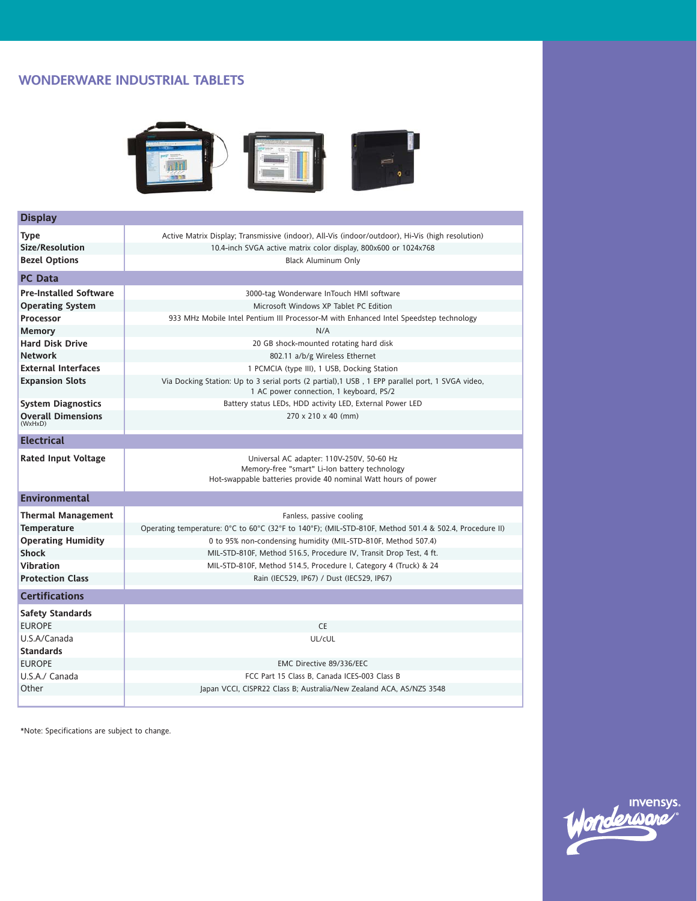# WONDERWARE INDUSTRIAL TABLETS

| **Display** | |
|---|---|
| **Type** | Active Matrix Display; Transmissive (indoor), All-Vis (indoor/outdoor), Hi-Vis (high resolution) |
| **Size/Resolution** | 10.4-inch SVGA active matrix color display, 800x600 or 1024x768 |
| **Bezel Options** | Black Aluminum Only |
| **PC Data** | |
| **Pre-Installed Software** | 3000-tag Wonderware InTouch HMI software |
| **Operating System** | Microsoft Windows XP Tablet PC Edition |
| **Processor** | 933 MHz Mobile Intel Pentium III Processor-M with Enhanced Intel Speedstep technology |
| **Memory** | N/A |
| **Hard Disk Drive** | 20 GB shock-mounted rotating hard disk |
| **Network** | 802.11 a/b/g Wireless Ethernet |
| **External Interfaces** | 1 PCMCIA (type III), 1 USB, Docking Station |
| **Expansion Slots** | Via Docking Station: Up to 3 serial ports (2 partial),1 USB , 1 EPP parallel port, 1 SVGA video, 1 AC power connection, 1 keyboard, PS/2 |
| **System Diagnostics** | Battery status LEDs, HDD activity LED, External Power LED |
| **Overall Dimensions** (WxHxD) | 270 x 210 x 40 (mm) |
| **Electrical** | |
| **Rated Input Voltage** | Universal AC adapter: 110V-250V, 50-60 Hz<br>Memory-free "smart" Li-Ion battery technology<br>Hot-swappable batteries provide 40 nominal Watt hours of power |
| **Environmental** | |
| **Thermal Management** | Fanless, passive cooling |
| **Temperature** | Operating temperature: 0°C to 60°C (32°F to 140°F); (MIL-STD-810F, Method 501.4 & 502.4, Procedure II) |
| **Operating Humidity** | 0 to 95% non-condensing humidity (MIL-STD-810F, Method 507.4) |
| **Shock** | MIL-STD-810F, Method 516.5, Procedure IV, Transit Drop Test, 4 ft. |
| **Vibration** | MIL-STD-810F, Method 514.5, Procedure I, Category 4 (Truck) & 24 |
| **Protection Class** | Rain (IEC529, IP67) / Dust (IEC529, IP67) |
| **Certifications** | |
| **Safety Standards** | |
| EUROPE | CE |
| U.S.A/Canada | UL/cUL |
| **Standards** | |
| EUROPE | EMC Directive 89/336/EEC |
| U.S.A./ Canada | FCC Part 15 Class B, Canada ICES-003 Class B |
| Other | Japan VCCI, CISPR22 Class B; Australia/New Zealand ACA, AS/NZS 3548 |

*Note: Specifications are subject to change.

Invensys. Wonderware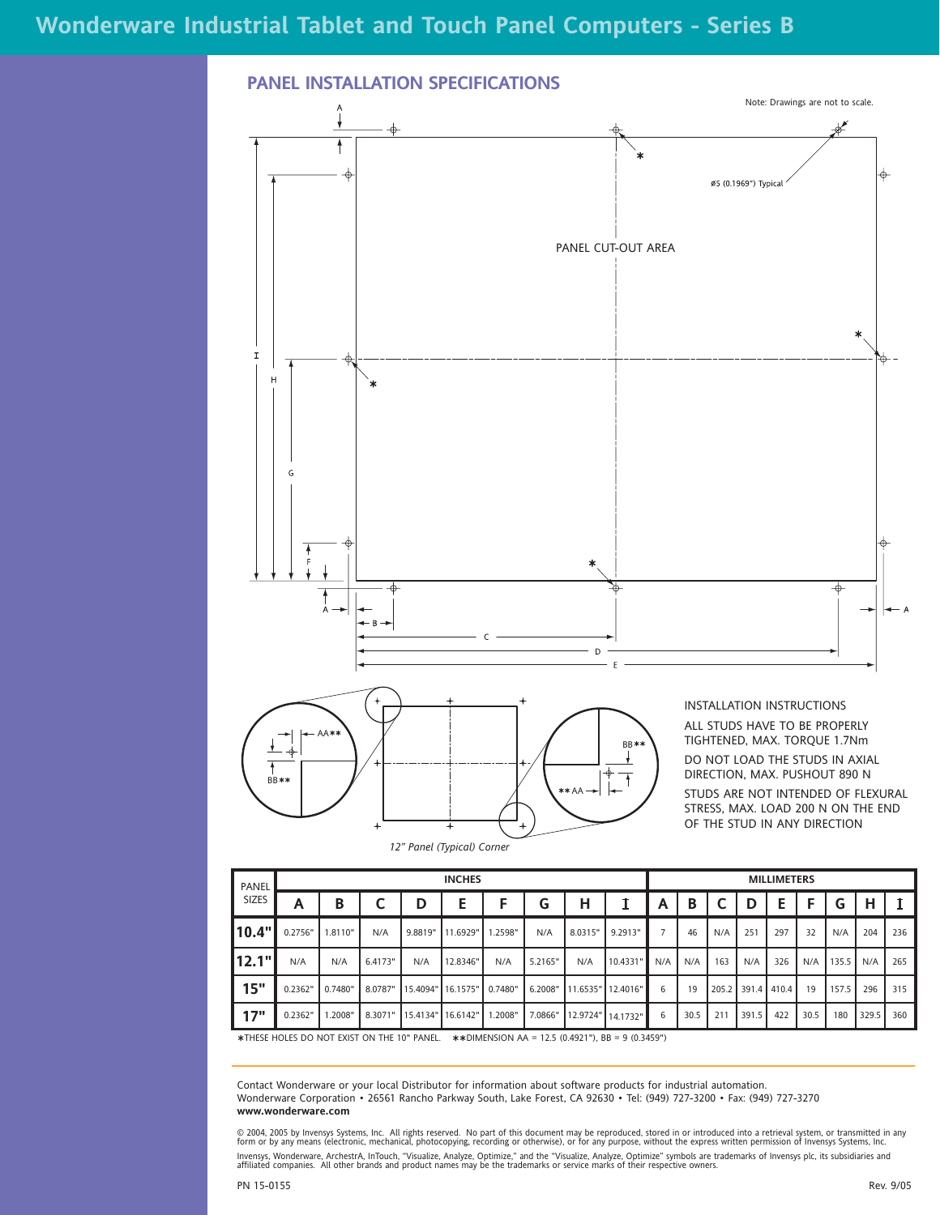# Wonderware Industrial Tablet and Touch Panel Computers - Series B

## PANEL INSTALLATION SPECIFICATIONS

Note: Drawings are not to scale.

ø5 (0.1969") Typical

PANEL CUT-OUT AREA

A
B
C
D
E
F
G
H
I

AA**
BB**

*12" Panel (Typical) Corner*

INSTALLATION INSTRUCTIONS

ALL STUDS HAVE TO BE PROPERLY TIGHTENED, MAX. TORQUE 1.7Nm

DO NOT LOAD THE STUDS IN AXIAL DIRECTION, MAX. PUSHOUT 890 N

STUDS ARE NOT INTENDED OF FLEXURAL STRESS, MAX. LOAD 200 N ON THE END OF THE STUD IN ANY DIRECTION

| PANEL SIZES | INCHES | | | | | | | | | MILLIMETERS | | | | | | | | |
|---|---|---|---|---|---|---|---|---|---|---|---|---|---|---|---|---|---|---|
| | A | B | C | D | E | F | G | H | I | A | B | C | D | E | F | G | H | I |
| 10.4" | 0.2756" | 1.8110" | N/A | 9.8819" | 11.6929" | 1.2598" | N/A | 8.0315" | 9.2913" | 7 | 46 | N/A | 251 | 297 | 32 | N/A | 204 | 236 |
| 12.1" | N/A | N/A | 6.4173" | N/A | 12.8346" | N/A | 5.2165" | N/A | 10.4331" | N/A | N/A | 163 | N/A | 326 | N/A | 135.5 | N/A | 265 |
| 15" | 0.2362" | 0.7480" | 8.0787" | 15.4094" | 16.1575" | 0.7480" | 6.2008" | 11.6535" | 12.4016" | 6 | 19 | 205.2 | 391.4 | 410.4 | 19 | 157.5 | 296 | 315 |
| 17" | 0.2362" | 1.2008" | 8.3071" | 15.4134" | 16.6142" | 1.2008" | 7.0866" | 12.9724" | 14.1732" | 6 | 30.5 | 211 | 391.5 | 422 | 30.5 | 180 | 329.5 | 360 |

*THESE HOLES DO NOT EXIST ON THE 10" PANEL. **DIMENSION AA = 12.5 (0.4921"), BB = 9 (0.3459")

Contact Wonderware or your local Distributor for information about software products for industrial automation.
Wonderware Corporation • 26561 Rancho Parkway South, Lake Forest, CA 92630 • Tel: (949) 727-3200 • Fax: (949) 727-3270
**www.wonderware.com**

© 2004, 2005 by Invensys Systems, Inc. All rights reserved. No part of this document may be reproduced, stored in or introduced into a retrieval system, or transmitted in any form or by any means (electronic, mechanical, photocopying, recording or otherwise), or for any purpose, without the express written permission of Invensys Systems, Inc.
Invensys, Wonderware, ArchestrA, InTouch, "Visualize, Analyze, Optimize," and the "Visualize, Analyze, Optimize" symbols are trademarks of Invensys plc, its subsidiaries and affiliated companies. All other brands and product names may be the trademarks or service marks of their respective owners.

PN 15-0155

Rev. 9/05